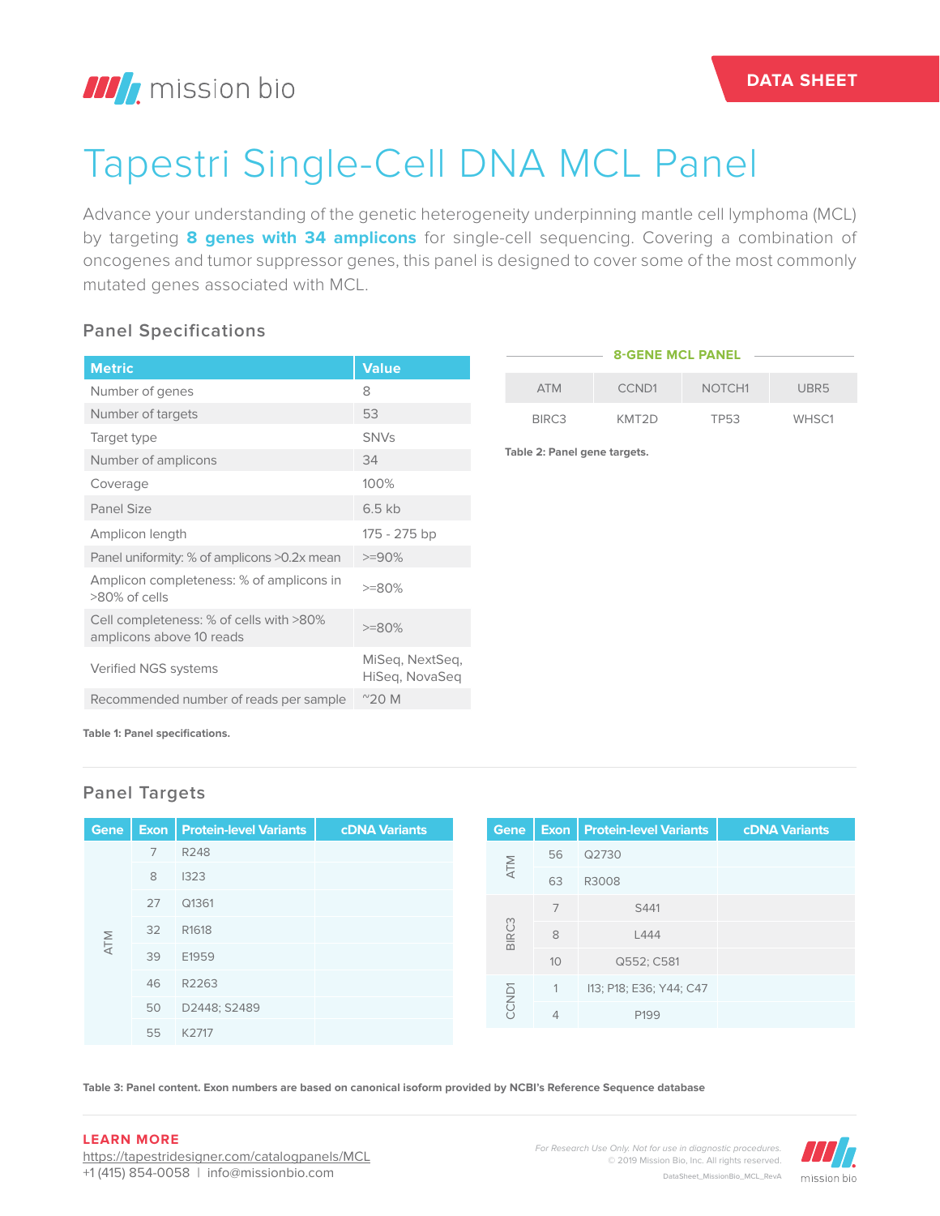# Tapestri Single-Cell DNA MCL Panel

DATA SHEET

Advance your understanding of the genetic heterogeneity underpinning mantle cell lymphoma (MCL) by targeting **8 genes with 34 amplicons** for single-cell sequencing. Covering a combination of oncogenes and tumor suppressor genes, this panel is designed to cover some of the most commonly mutated genes associated with MCL.

## Panel Specifications

| Metric | Value |
|---|---|
| Number of genes | 8 |
| Number of targets | 53 |
| Target type | SNVs |
| Number of amplicons | 34 |
| Coverage | 100% |
| Panel Size | 6.5 kb |
| Amplicon length | 175 - 275 bp |
| Panel uniformity: % of amplicons >0.2x mean | >=90% |
| Amplicon completeness: % of amplicons in >80% of cells | >=80% |
| Cell completeness: % of cells with >80% amplicons above 10 reads | >=80% |
| Verified NGS systems | MiSeq, NextSeq, HiSeq, NovaSeq |
| Recommended number of reads per sample | ~20 M |

**Table 1: Panel specifications.**

**8-GENE MCL PANEL**

| ATM | CCND1 | NOTCH1 | UBR5 |
|---|---|---|---|
| BIRC3 | KMT2D | TP53 | WHSC1 |

**Table 2: Panel gene targets.**

## Panel Targets

| Gene | Exon | Protein-level Variants | cDNA Variants |
|---|---|---|---|
| ATM | 7 | R248 | |
| | 8 | I323 | |
| | 27 | Q1361 | |
| | 32 | R1618 | |
| | 39 | E1959 | |
| | 46 | R2263 | |
| | 50 | D2448; S2489 | |
| | 55 | K2717 | |

| Gene | Exon | Protein-level Variants | cDNA Variants |
|---|---|---|---|
| ATM | 56 | Q2730 | |
| | 63 | R3008 | |
| BIRC3 | 7 | S441 | |
| | 8 | L444 | |
| | 10 | Q552; C581 | |
| CCND1 | 1 | I13; P18; E36; Y44; C47 | |
| | 4 | P199 | |

**Table 3: Panel content. Exon numbers are based on canonical isoform provided by NCBI's Reference Sequence database**

**LEARN MORE**
https://tapestridesigner.com/catalogpanels/MCL
+1 (415) 854-0058 | info@missionbio.com

*For Research Use Only. Not for use in diagnostic procedures.*
© 2019 Mission Bio, Inc. All rights reserved.
DataSheet_MissionBio_MCL_RevA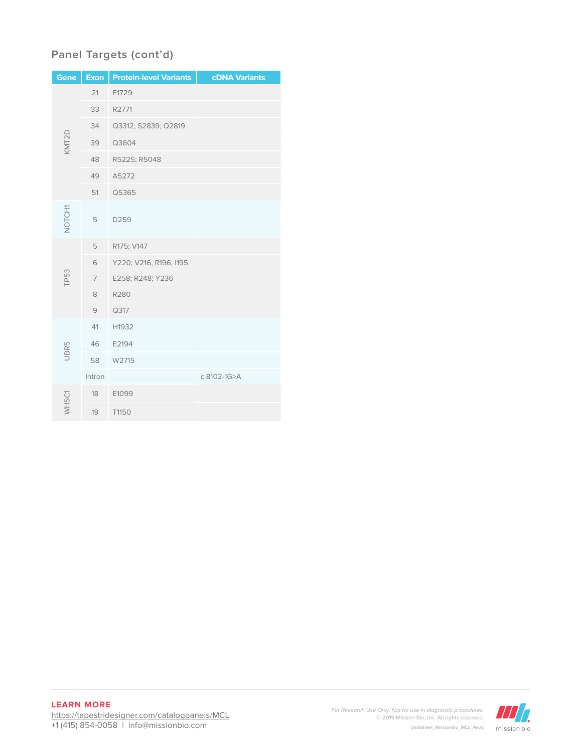## Panel Targets (cont'd)

| Gene | Exon | Protein-level Variants | cDNA Variants |
|---|---|---|---|
| KMT2D | 21 | E1729 | |
| | 33 | R2771 | |
| | 34 | Q3312; S2839; Q2819 | |
| | 39 | Q3604 | |
| | 48 | R5225; R5048 | |
| | 49 | A5272 | |
| | 51 | Q5365 | |
| NOTCH1 | 5 | D259 | |
| TP53 | 5 | R175; V147 | |
| | 6 | Y220; V216; R196; I195 | |
| | 7 | E258; R248; Y236 | |
| | 8 | R280 | |
| | 9 | Q317 | |
| UBR5 | 41 | H1932 | |
| | 46 | E2194 | |
| | 58 | W2715 | |
| | Intron | | c.8102-1G>A |
| WHSC1 | 18 | E1099 | |
| | 19 | T1150 | |

**LEARN MORE**
https://tapestridesigner.com/catalogpanels/MCL
+1 (415) 854-0058 | info@missionbio.com

*For Research Use Only. Not for use in diagnostic procedures.*
© 2019 Mission Bio, Inc. All rights reserved.
DataSheet_MissionBio_MCL_RevA

mission bio